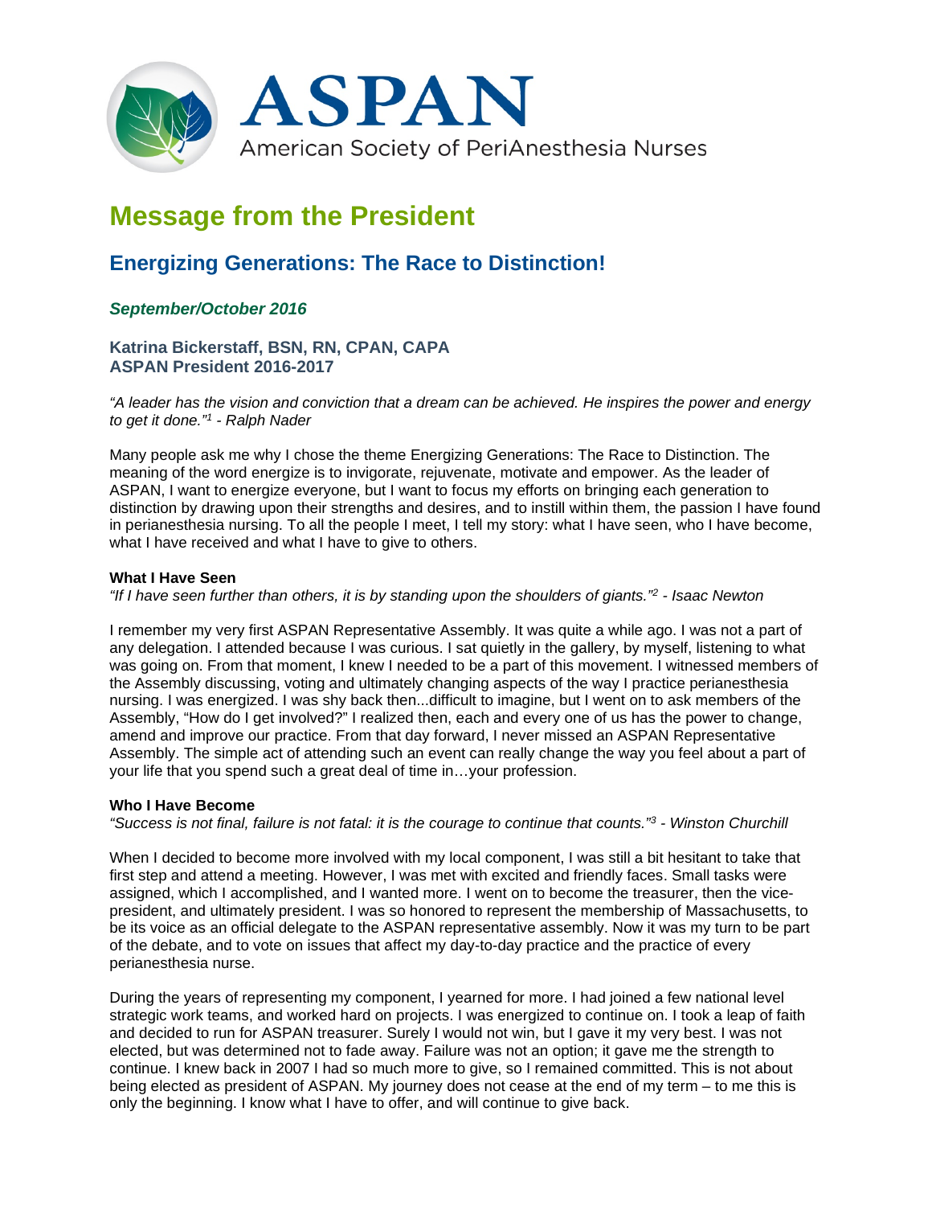ASPAN

American Society of PeriAnesthesia Nurses

# Message from the President

## Energizing Generations: The Race to Distinction!

### *September/October 2016*

**Katrina Bickerstaff, BSN, RN, CPAN, CAPA**
**ASPAN President 2016-2017**

*"A leader has the vision and conviction that a dream can be achieved. He inspires the power and energy to get it done."*[1] *- Ralph Nader*

Many people ask me why I chose the theme Energizing Generations: The Race to Distinction. The meaning of the word energize is to invigorate, rejuvenate, motivate and empower. As the leader of ASPAN, I want to energize everyone, but I want to focus my efforts on bringing each generation to distinction by drawing upon their strengths and desires, and to instill within them, the passion I have found in perianesthesia nursing. To all the people I meet, I tell my story: what I have seen, who I have become, what I have received and what I have to give to others.

**What I Have Seen**
*"If I have seen further than others, it is by standing upon the shoulders of giants."*[2] *- Isaac Newton*

I remember my very first ASPAN Representative Assembly. It was quite a while ago. I was not a part of any delegation. I attended because I was curious. I sat quietly in the gallery, by myself, listening to what was going on. From that moment, I knew I needed to be a part of this movement. I witnessed members of the Assembly discussing, voting and ultimately changing aspects of the way I practice perianesthesia nursing. I was energized. I was shy back then...difficult to imagine, but I went on to ask members of the Assembly, "How do I get involved?" I realized then, each and every one of us has the power to change, amend and improve our practice. From that day forward, I never missed an ASPAN Representative Assembly. The simple act of attending such an event can really change the way you feel about a part of your life that you spend such a great deal of time in…your profession.

**Who I Have Become**
*"Success is not final, failure is not fatal: it is the courage to continue that counts."*[3] *- Winston Churchill*

When I decided to become more involved with my local component, I was still a bit hesitant to take that first step and attend a meeting. However, I was met with excited and friendly faces. Small tasks were assigned, which I accomplished, and I wanted more. I went on to become the treasurer, then the vice-president, and ultimately president. I was so honored to represent the membership of Massachusetts, to be its voice as an official delegate to the ASPAN representative assembly. Now it was my turn to be part of the debate, and to vote on issues that affect my day-to-day practice and the practice of every perianesthesia nurse.

During the years of representing my component, I yearned for more. I had joined a few national level strategic work teams, and worked hard on projects. I was energized to continue on. I took a leap of faith and decided to run for ASPAN treasurer. Surely I would not win, but I gave it my very best. I was not elected, but was determined not to fade away. Failure was not an option; it gave me the strength to continue. I knew back in 2007 I had so much more to give, so I remained committed. This is not about being elected as president of ASPAN. My journey does not cease at the end of my term – to me this is only the beginning. I know what I have to offer, and will continue to give back.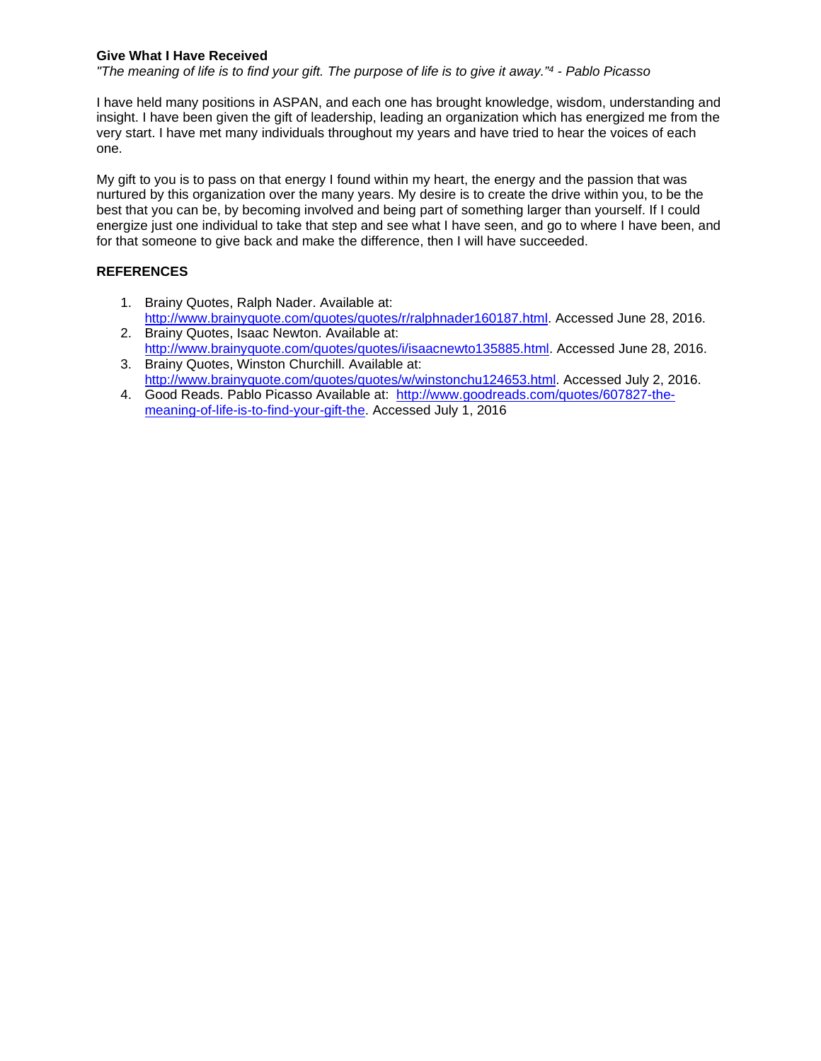**Give What I Have Received**

*"The meaning of life is to find your gift. The purpose of life is to give it away."*[4] *- Pablo Picasso*

I have held many positions in ASPAN, and each one has brought knowledge, wisdom, understanding and insight. I have been given the gift of leadership, leading an organization which has energized me from the very start. I have met many individuals throughout my years and have tried to hear the voices of each one.

My gift to you is to pass on that energy I found within my heart, the energy and the passion that was nurtured by this organization over the many years. My desire is to create the drive within you, to be the best that you can be, by becoming involved and being part of something larger than yourself. If I could energize just one individual to take that step and see what I have seen, and go to where I have been, and for that someone to give back and make the difference, then I will have succeeded.

**REFERENCES**

1. Brainy Quotes, Ralph Nader. Available at: http://www.brainyquote.com/quotes/quotes/r/ralphnader160187.html. Accessed June 28, 2016.
2. Brainy Quotes, Isaac Newton. Available at: http://www.brainyquote.com/quotes/quotes/i/isaacnewto135885.html. Accessed June 28, 2016.
3. Brainy Quotes, Winston Churchill. Available at: http://www.brainyquote.com/quotes/quotes/w/winstonchu124653.html. Accessed July 2, 2016.
4. Good Reads. Pablo Picasso Available at: http://www.goodreads.com/quotes/607827-the-meaning-of-life-is-to-find-your-gift-the. Accessed July 1, 2016